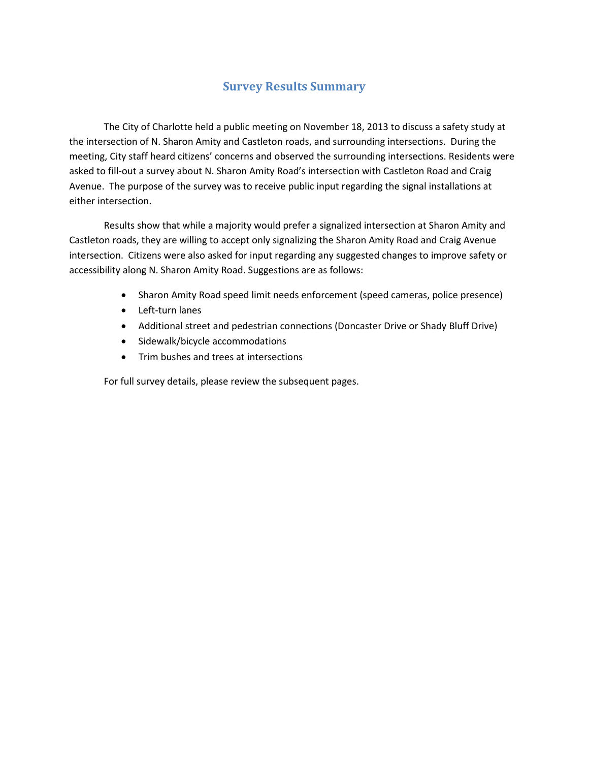## Survey Results Summary

The City of Charlotte held a public meeting on November 18, 2013 to discuss a safety study at the intersection of N. Sharon Amity and Castleton roads, and surrounding intersections. During the meeting, City staff heard citizens' concerns and observed the surrounding intersections. Residents were asked to fill-out a survey about N. Sharon Amity Road's intersection with Castleton Road and Craig Avenue. The purpose of the survey was to receive public input regarding the signal installations at either intersection.

Results show that while a majority would prefer a signalized intersection at Sharon Amity and Castleton roads, they are willing to accept only signalizing the Sharon Amity Road and Craig Avenue intersection. Citizens were also asked for input regarding any suggested changes to improve safety or accessibility along N. Sharon Amity Road. Suggestions are as follows:

- Sharon Amity Road speed limit needs enforcement (speed cameras, police presence)
- Left-turn lanes
- Additional street and pedestrian connections (Doncaster Drive or Shady Bluff Drive)
- Sidewalk/bicycle accommodations
- Trim bushes and trees at intersections

For full survey details, please review the subsequent pages.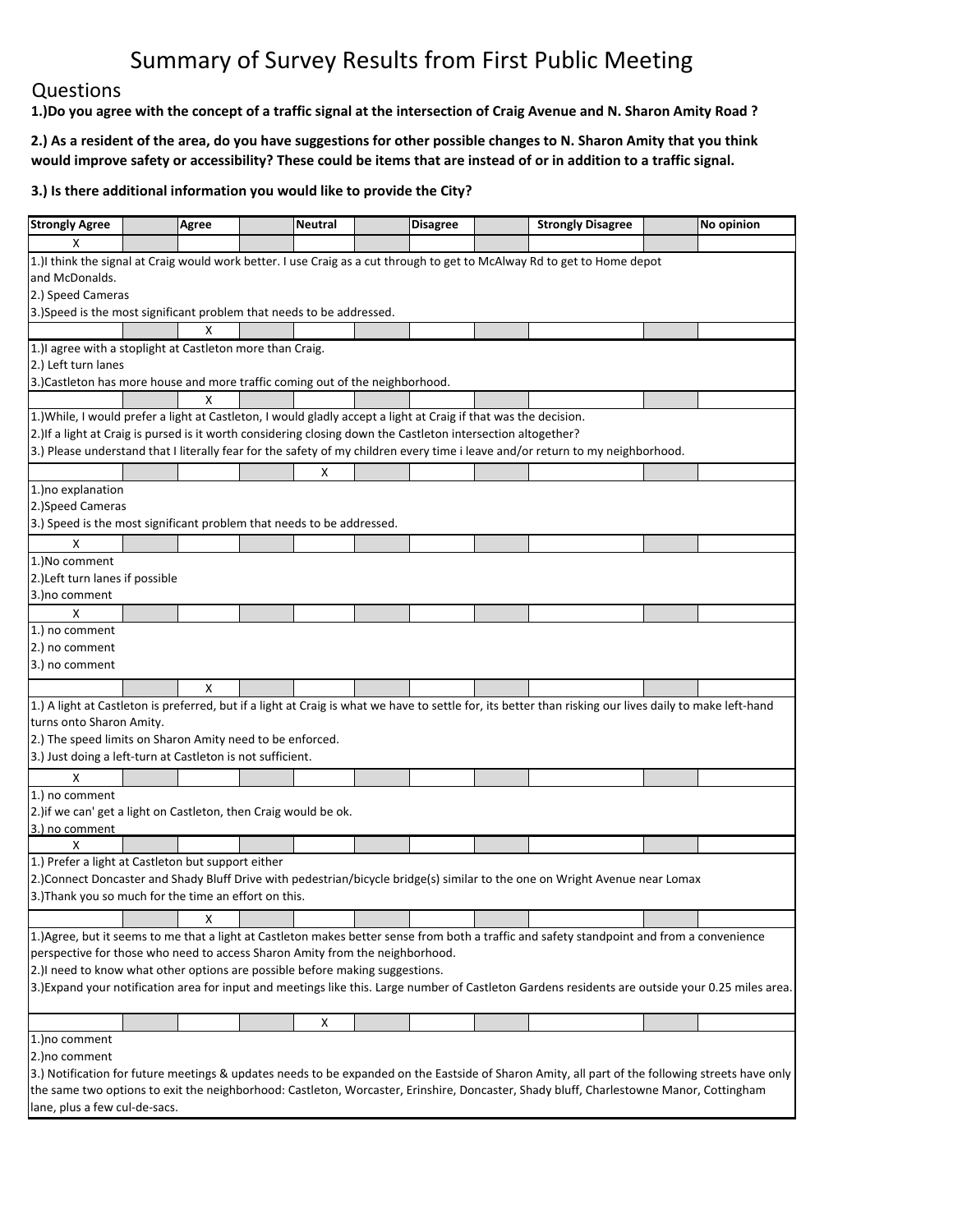# Summary of Survey Results from First Public Meeting

## Questions

**1.)Do you agree with the concept of a traffic signal at the intersection of Craig Avenue and N. Sharon Amity Road ?**

**2.) As a resident of the area, do you have suggestions for other possible changes to N. Sharon Amity that you think would improve safety or accessibility? These could be items that are instead of or in addition to a traffic signal.**

**3.) Is there additional information you would like to provide the City?**

| Strongly Agree | | Agree | | Neutral | | Disagree | | Strongly Disagree | | No opinion |
|---|---|---|---|---|---|---|---|---|---|---|
| X | | | | | | | | | | |
| 1.)I think the signal at Craig would work better. I use Craig as a cut through to get to McAlway Rd to get to Home depot and McDonalds.<br>2.) Speed Cameras<br>3.)Speed is the most significant problem that needs to be addressed. | | | | | | | | | | |
| | | X | | | | | | | | |
| 1.)I agree with a stoplight at Castleton more than Craig.<br>2.) Left turn lanes<br>3.)Castleton has more house and more traffic coming out of the neighborhood. | | | | | | | | | | |
| | | X | | | | | | | | |
| 1.)While, I would prefer a light at Castleton, I would gladly accept a light at Craig if that was the decision.<br>2.)If a light at Craig is pursed is it worth considering closing down the Castleton intersection altogether?<br>3.) Please understand that I literally fear for the safety of my children every time i leave and/or return to my neighborhood. | | | | | | | | | | |
| | | | | X | | | | | | |
| 1.)no explanation<br>2.)Speed Cameras<br>3.) Speed is the most significant problem that needs to be addressed. | | | | | | | | | | |
| X | | | | | | | | | | |
| 1.)No comment<br>2.)Left turn lanes if possible<br>3.)no comment | | | | | | | | | | |
| X | | | | | | | | | | |
| 1.) no comment<br>2.) no comment<br>3.) no comment | | | | | | | | | | |
| | | X | | | | | | | | |
| 1.) A light at Castleton is preferred, but if a light at Craig is what we have to settle for, its better than risking our lives daily to make left-hand turns onto Sharon Amity.<br>2.) The speed limits on Sharon Amity need to be enforced.<br>3.) Just doing a left-turn at Castleton is not sufficient. | | | | | | | | | | |
| X | | | | | | | | | | |
| 1.) no comment<br>2.)if we can' get a light on Castleton, then Craig would be ok.<br>3.) no comment | | | | | | | | | | |
| X | | | | | | | | | | |
| 1.) Prefer a light at Castleton but support either<br>2.)Connect Doncaster and Shady Bluff Drive with pedestrian/bicycle bridge(s) similar to the one on Wright Avenue near Lomax<br>3.)Thank you so much for the time an effort on this. | | | | | | | | | | |
| | | X | | | | | | | | |
| 1.)Agree, but it seems to me that a light at Castleton makes better sense from both a traffic and safety standpoint and from a convenience perspective for those who need to access Sharon Amity from the neighborhood.<br>2.)I need to know what other options are possible before making suggestions.<br>3.)Expand your notification area for input and meetings like this. Large number of Castleton Gardens residents are outside your 0.25 miles area. | | | | | | | | | | |
| | | | | X | | | | | | |
| 1.)no comment<br>2.)no comment<br>3.) Notification for future meetings & updates needs to be expanded on the Eastside of Sharon Amity, all part of the following streets have only the same two options to exit the neighborhood: Castleton, Worcaster, Erinshire, Doncaster, Shady bluff, Charlestowne Manor, Cottingham lane, plus a few cul-de-sacs. | | | | | | | | | | |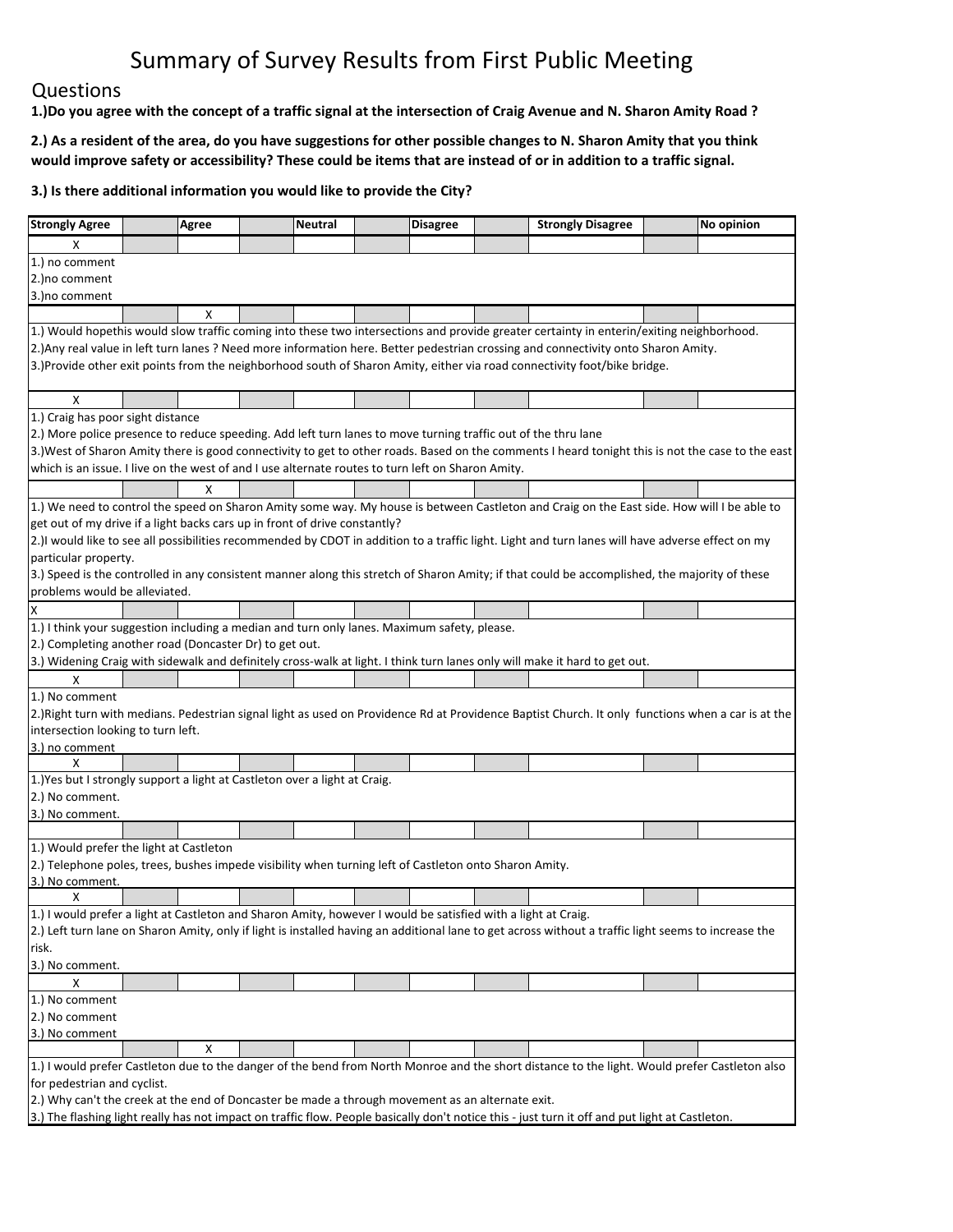# Summary of Survey Results from First Public Meeting

## Questions

**1.)Do you agree with the concept of a traffic signal at the intersection of Craig Avenue and N. Sharon Amity Road ?**

**2.) As a resident of the area, do you have suggestions for other possible changes to N. Sharon Amity that you think would improve safety or accessibility? These could be items that are instead of or in addition to a traffic signal.**

**3.) Is there additional information you would like to provide the City?**

| Strongly Agree | | Agree | | Neutral | | Disagree | | Strongly Disagree | | No opinion |
|---|---|---|---|---|---|---|---|---|---|---|
| X | | | | | | | | | | |
| 1.) no comment<br>2.)no comment<br>3.)no comment | | | | | | | | | | |
| | | X | | | | | | | | |
| 1.) Would hopethis would slow traffic coming into these two intersections and provide greater certainty in enterin/exiting neighborhood.<br>2.)Any real value in left turn lanes ? Need more information here. Better pedestrian crossing and connectivity onto Sharon Amity.<br>3.)Provide other exit points from the neighborhood south of Sharon Amity, either via road connectivity foot/bike bridge. | | | | | | | | | | |
| X | | | | | | | | | | |
| 1.) Craig has poor sight distance<br>2.) More police presence to reduce speeding. Add left turn lanes to move turning traffic out of the thru lane<br>3.)West of Sharon Amity there is good connectivity to get to other roads. Based on the comments I heard tonight this is not the case to the east which is an issue. I live on the west of and I use alternate routes to turn left on Sharon Amity. | | | | | | | | | | |
| | | X | | | | | | | | |
| 1.) We need to control the speed on Sharon Amity some way. My house is between Castleton and Craig on the East side. How will I be able to get out of my drive if a light backs cars up in front of drive constantly?<br>2.)I would like to see all possibilities recommended by CDOT in addition to a traffic light. Light and turn lanes will have adverse effect on my particular property.<br>3.) Speed is the controlled in any consistent manner along this stretch of Sharon Amity; if that could be accomplished, the majority of these problems would be alleviated. | | | | | | | | | | |
| X | | | | | | | | | | |
| 1.) I think your suggestion including a median and turn only lanes. Maximum safety, please.<br>2.) Completing another road (Doncaster Dr) to get out.<br>3.) Widening Craig with sidewalk and definitely cross-walk at light. I think turn lanes only will make it hard to get out. | | | | | | | | | | |
| X | | | | | | | | | | |
| 1.) No comment<br>2.)Right turn with medians. Pedestrian signal light as used on Providence Rd at Providence Baptist Church. It only functions when a car is at the intersection looking to turn left.<br>3.) no comment | | | | | | | | | | |
| X | | | | | | | | | | |
| 1.)Yes but I strongly support a light at Castleton over a light at Craig.<br>2.) No comment.<br>3.) No comment. | | | | | | | | | | |
| | | | | | | | | | | |
| 1.) Would prefer the light at Castleton<br>2.) Telephone poles, trees, bushes impede visibility when turning left of Castleton onto Sharon Amity.<br>3.) No comment. | | | | | | | | | | |
| X | | | | | | | | | | |
| 1.) I would prefer a light at Castleton and Sharon Amity, however I would be satisfied with a light at Craig.<br>2.) Left turn lane on Sharon Amity, only if light is installed having an additional lane to get across without a traffic light seems to increase the risk.<br>3.) No comment. | | | | | | | | | | |
| X | | | | | | | | | | |
| 1.) No comment<br>2.) No comment<br>3.) No comment | | | | | | | | | | |
| | | X | | | | | | | | |
| 1.) I would prefer Castleton due to the danger of the bend from North Monroe and the short distance to the light. Would prefer Castleton also for pedestrian and cyclist.<br>2.) Why can't the creek at the end of Doncaster be made a through movement as an alternate exit.<br>3.) The flashing light really has not impact on traffic flow. People basically don't notice this - just turn it off and put light at Castleton. | | | | | | | | | | |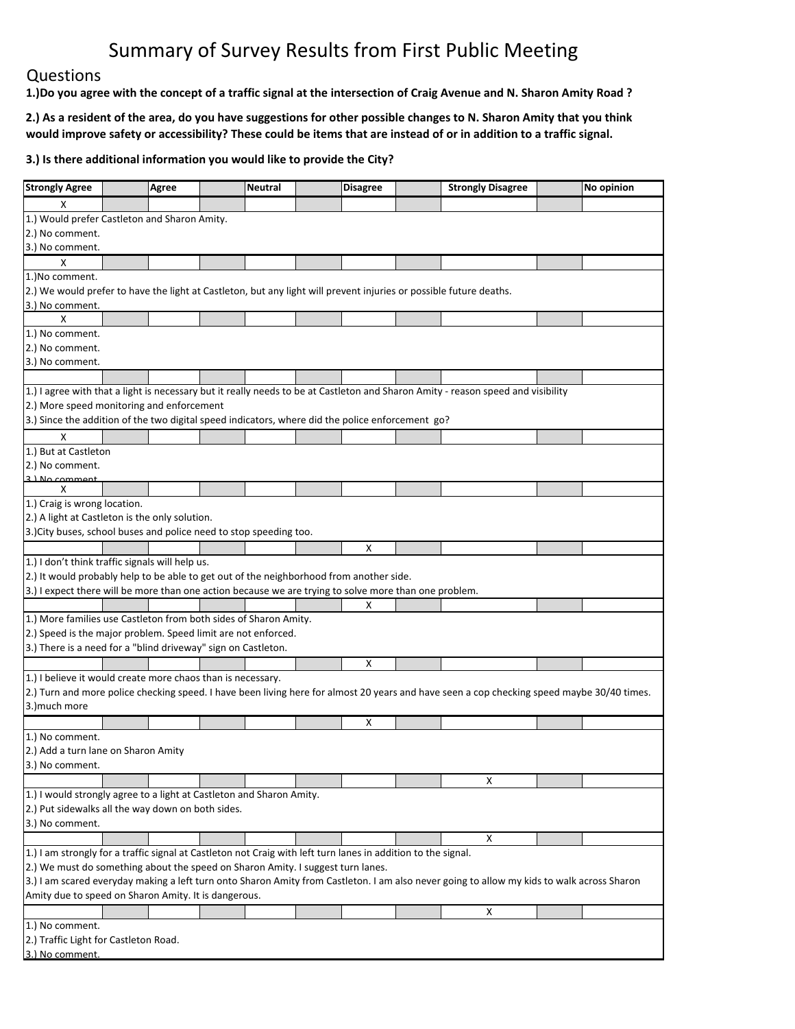# Summary of Survey Results from First Public Meeting

## Questions

**1.)Do you agree with the concept of a traffic signal at the intersection of Craig Avenue and N. Sharon Amity Road ?**

**2.) As a resident of the area, do you have suggestions for other possible changes to N. Sharon Amity that you think would improve safety or accessibility? These could be items that are instead of or in addition to a traffic signal.**

**3.) Is there additional information you would like to provide the City?**

| Strongly Agree | | Agree | | Neutral | | Disagree | | Strongly Disagree | | No opinion |
|---|---|---|---|---|---|---|---|---|---|---|
| X | | | | | | | | | | |
| 1.) Would prefer Castleton and Sharon Amity.<br>2.) No comment.<br>3.) No comment. | | | | | | | | | | |
| X | | | | | | | | | | |
| 1.)No comment.<br>2.) We would prefer to have the light at Castleton, but any light will prevent injuries or possible future deaths.<br>3.) No comment. | | | | | | | | | | |
| X | | | | | | | | | | |
| 1.) No comment.<br>2.) No comment.<br>3.) No comment. | | | | | | | | | | |
| | | | | | | | | | | |
| 1.) I agree with that a light is necessary but it really needs to be at Castleton and Sharon Amity - reason speed and visibility<br>2.) More speed monitoring and enforcement<br>3.) Since the addition of the two digital speed indicators, where did the police enforcement go? | | | | | | | | | | |
| X | | | | | | | | | | |
| 1.) But at Castleton<br>2.) No comment.<br>3.) No comment. | | | | | | | | | | |
| X | | | | | | | | | | |
| 1.) Craig is wrong location.<br>2.) A light at Castleton is the only solution.<br>3.)City buses, school buses and police need to stop speeding too. | | | | | | | | | | |
| | | | | | | X | | | | |
| 1.) I don't think traffic signals will help us.<br>2.) It would probably help to be able to get out of the neighborhood from another side.<br>3.) I expect there will be more than one action because we are trying to solve more than one problem. | | | | | | | | | | |
| | | | | | | X | | | | |
| 1.) More families use Castleton from both sides of Sharon Amity.<br>2.) Speed is the major problem. Speed limit are not enforced.<br>3.) There is a need for a "blind driveway" sign on Castleton. | | | | | | | | | | |
| | | | | | | X | | | | |
| 1.) I believe it would create more chaos than is necessary.<br>2.) Turn and more police checking speed. I have been living here for almost 20 years and have seen a cop checking speed maybe 30/40 times.<br>3.)much more | | | | | | | | | | |
| | | | | | | X | | | | |
| 1.) No comment.<br>2.) Add a turn lane on Sharon Amity<br>3.) No comment. | | | | | | | | | | |
| | | | | | | | | X | | |
| 1.) I would strongly agree to a light at Castleton and Sharon Amity.<br>2.) Put sidewalks all the way down on both sides.<br>3.) No comment. | | | | | | | | | | |
| | | | | | | | | X | | |
| 1.) I am strongly for a traffic signal at Castleton not Craig with left turn lanes in addition to the signal.<br>2.) We must do something about the speed on Sharon Amity. I suggest turn lanes.<br>3.) I am scared everyday making a left turn onto Sharon Amity from Castleton. I am also never going to allow my kids to walk across Sharon Amity due to speed on Sharon Amity. It is dangerous. | | | | | | | | | | |
| | | | | | | | | X | | |
| 1.) No comment.<br>2.) Traffic Light for Castleton Road.<br>3.) No comment. | | | | | | | | | | |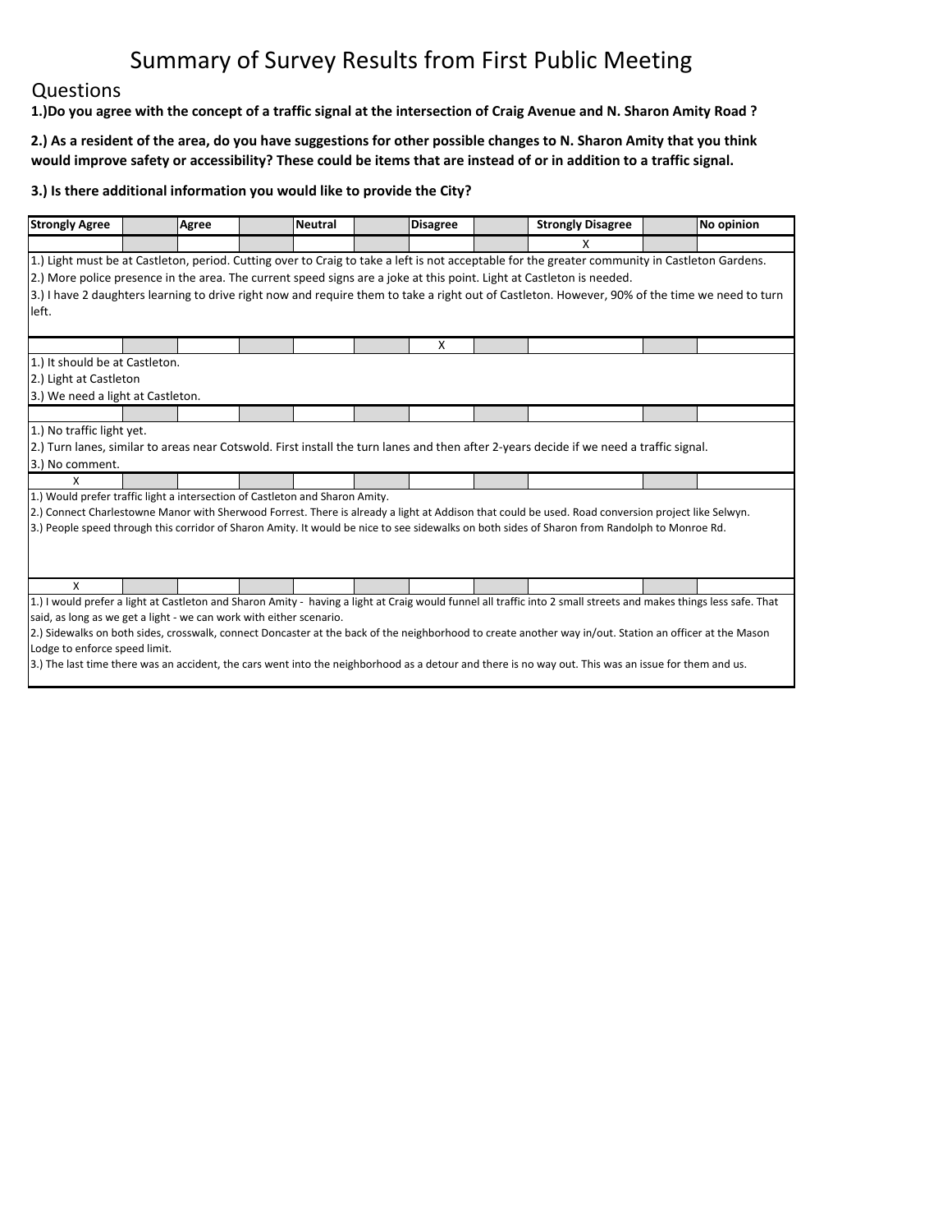# Summary of Survey Results from First Public Meeting

## Questions

**1.)Do you agree with the concept of a traffic signal at the intersection of Craig Avenue and N. Sharon Amity Road ?**

**2.) As a resident of the area, do you have suggestions for other possible changes to N. Sharon Amity that you think would improve safety or accessibility? These could be items that are instead of or in addition to a traffic signal.**

**3.) Is there additional information you would like to provide the City?**

| Strongly Agree | | Agree | | Neutral | | Disagree | | Strongly Disagree | | No opinion |
|---|---|---|---|---|---|---|---|---|---|---|
| | | | | | | | | X | | |
| 1.) Light must be at Castleton, period. Cutting over to Craig to take a left is not acceptable for the greater community in Castleton Gardens.<br>2.) More police presence in the area. The current speed signs are a joke at this point. Light at Castleton is needed.<br>3.) I have 2 daughters learning to drive right now and require them to take a right out of Castleton. However, 90% of the time we need to turn left. | | | | | | | | | | |
| | | | | | | X | | | | |
| 1.) It should be at Castleton.<br>2.) Light at Castleton<br>3.) We need a light at Castleton. | | | | | | | | | | |
| | | | | | | | | | | |
| 1.) No traffic light yet.<br>2.) Turn lanes, similar to areas near Cotswold. First install the turn lanes and then after 2-years decide if we need a traffic signal.<br>3.) No comment. | | | | | | | | | | |
| X | | | | | | | | | | |
| 1.) Would prefer traffic light a intersection of Castleton and Sharon Amity.<br>2.) Connect Charlestowne Manor with Sherwood Forrest. There is already a light at Addison that could be used. Road conversion project like Selwyn.<br>3.) People speed through this corridor of Sharon Amity. It would be nice to see sidewalks on both sides of Sharon from Randolph to Monroe Rd. | | | | | | | | | | |
| X | | | | | | | | | | |
| 1.) I would prefer a light at Castleton and Sharon Amity - having a light at Craig would funnel all traffic into 2 small streets and makes things less safe. That said, as long as we get a light - we can work with either scenario.<br>2.) Sidewalks on both sides, crosswalk, connect Doncaster at the back of the neighborhood to create another way in/out. Station an officer at the Mason Lodge to enforce speed limit.<br>3.) The last time there was an accident, the cars went into the neighborhood as a detour and there is no way out. This was an issue for them and us. | | | | | | | | | | |